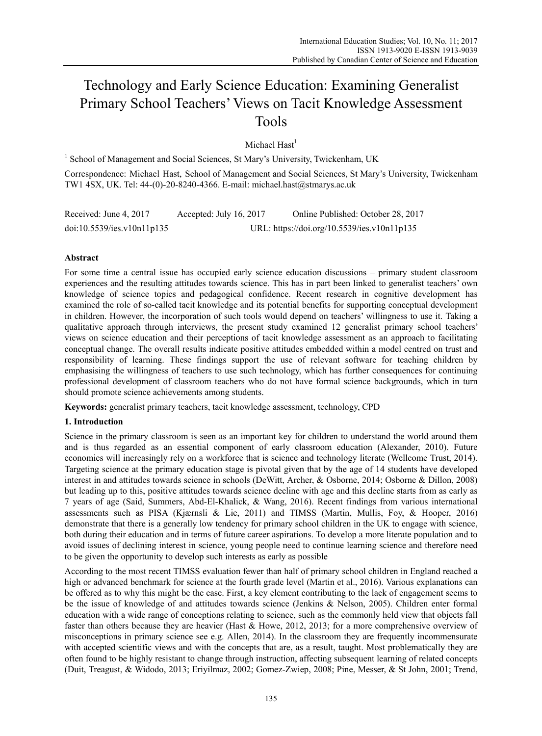# Technology and Early Science Education: Examining Generalist Primary School Teachers' Views on Tacit Knowledge Assessment Tools

Michael Hast[1]

[1] School of Management and Social Sciences, St Mary's University, Twickenham, UK

Correspondence: Michael Hast, School of Management and Social Sciences, St Mary's University, Twickenham TW1 4SX, UK. Tel: 44-(0)-20-8240-4366. E-mail: michael.hast@stmarys.ac.uk

Received: June 4, 2017 Accepted: July 16, 2017 Online Published: October 28, 2017

doi:10.5539/ies.v10n11p135 URL: https://doi.org/10.5539/ies.v10n11p135

## Abstract

For some time a central issue has occupied early science education discussions – primary student classroom experiences and the resulting attitudes towards science. This has in part been linked to generalist teachers' own knowledge of science topics and pedagogical confidence. Recent research in cognitive development has examined the role of so-called tacit knowledge and its potential benefits for supporting conceptual development in children. However, the incorporation of such tools would depend on teachers' willingness to use it. Taking a qualitative approach through interviews, the present study examined 12 generalist primary school teachers' views on science education and their perceptions of tacit knowledge assessment as an approach to facilitating conceptual change. The overall results indicate positive attitudes embedded within a model centred on trust and responsibility of learning. These findings support the use of relevant software for teaching children by emphasising the willingness of teachers to use such technology, which has further consequences for continuing professional development of classroom teachers who do not have formal science backgrounds, which in turn should promote science achievements among students.

**Keywords:** generalist primary teachers, tacit knowledge assessment, technology, CPD

## 1. Introduction

Science in the primary classroom is seen as an important key for children to understand the world around them and is thus regarded as an essential component of early classroom education (Alexander, 2010). Future economies will increasingly rely on a workforce that is science and technology literate (Wellcome Trust, 2014). Targeting science at the primary education stage is pivotal given that by the age of 14 students have developed interest in and attitudes towards science in schools (DeWitt, Archer, & Osborne, 2014; Osborne & Dillon, 2008) but leading up to this, positive attitudes towards science decline with age and this decline starts from as early as 7 years of age (Said, Summers, Abd-El-Khalick, & Wang, 2016). Recent findings from various international assessments such as PISA (Kjærnsli & Lie, 2011) and TIMSS (Martin, Mullis, Foy, & Hooper, 2016) demonstrate that there is a generally low tendency for primary school children in the UK to engage with science, both during their education and in terms of future career aspirations. To develop a more literate population and to avoid issues of declining interest in science, young people need to continue learning science and therefore need to be given the opportunity to develop such interests as early as possible

According to the most recent TIMSS evaluation fewer than half of primary school children in England reached a high or advanced benchmark for science at the fourth grade level (Martin et al., 2016). Various explanations can be offered as to why this might be the case. First, a key element contributing to the lack of engagement seems to be the issue of knowledge of and attitudes towards science (Jenkins & Nelson, 2005). Children enter formal education with a wide range of conceptions relating to science, such as the commonly held view that objects fall faster than others because they are heavier (Hast & Howe, 2012, 2013; for a more comprehensive overview of misconceptions in primary science see e.g. Allen, 2014). In the classroom they are frequently incommensurate with accepted scientific views and with the concepts that are, as a result, taught. Most problematically they are often found to be highly resistant to change through instruction, affecting subsequent learning of related concepts (Duit, Treagust, & Widodo, 2013; Eriyilmaz, 2002; Gomez-Zwiep, 2008; Pine, Messer, & St John, 2001; Trend,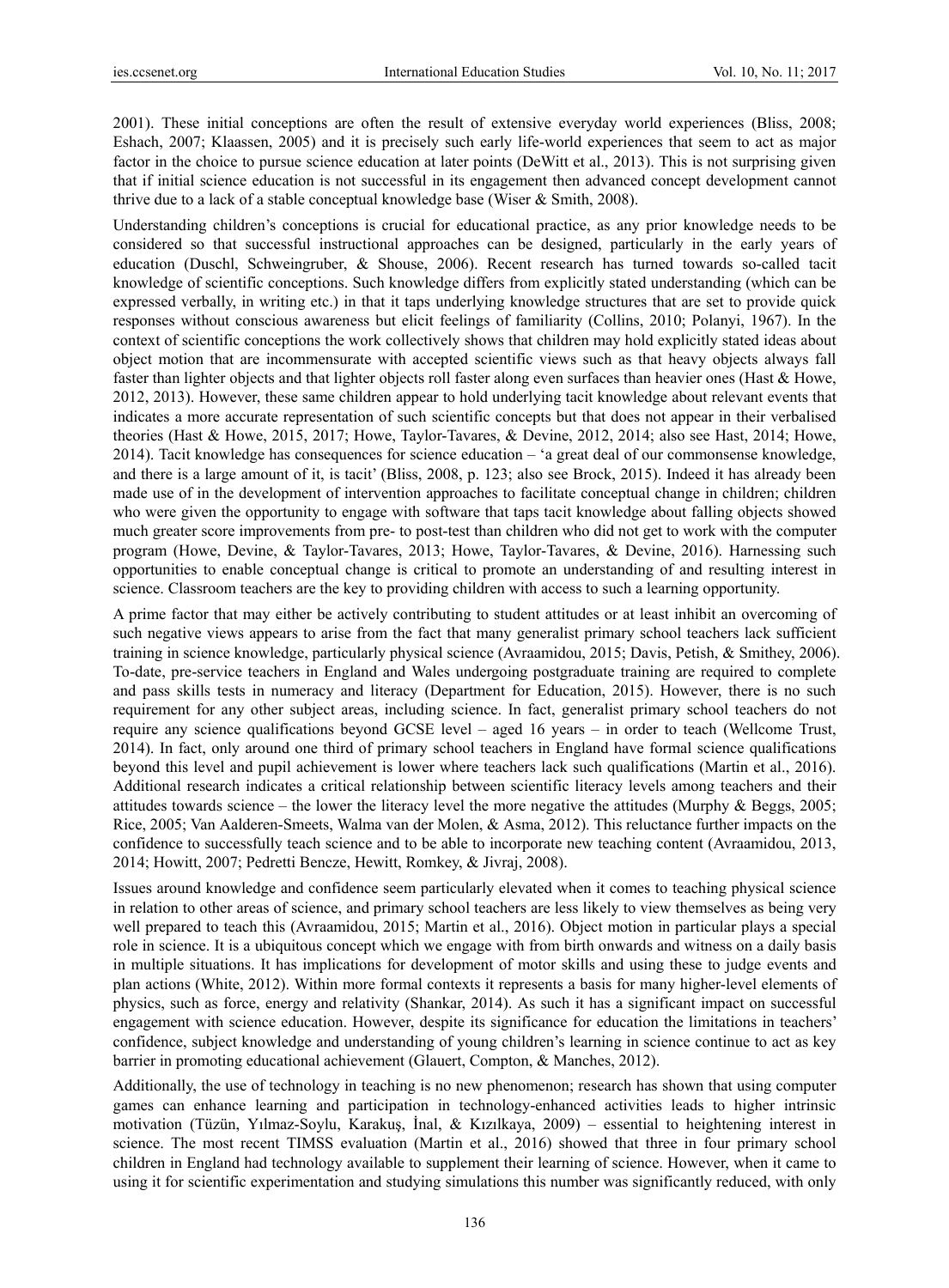2001). These initial conceptions are often the result of extensive everyday world experiences (Bliss, 2008; Eshach, 2007; Klaassen, 2005) and it is precisely such early life-world experiences that seem to act as major factor in the choice to pursue science education at later points (DeWitt et al., 2013). This is not surprising given that if initial science education is not successful in its engagement then advanced concept development cannot thrive due to a lack of a stable conceptual knowledge base (Wiser & Smith, 2008).

Understanding children's conceptions is crucial for educational practice, as any prior knowledge needs to be considered so that successful instructional approaches can be designed, particularly in the early years of education (Duschl, Schweingruber, & Shouse, 2006). Recent research has turned towards so-called tacit knowledge of scientific conceptions. Such knowledge differs from explicitly stated understanding (which can be expressed verbally, in writing etc.) in that it taps underlying knowledge structures that are set to provide quick responses without conscious awareness but elicit feelings of familiarity (Collins, 2010; Polanyi, 1967). In the context of scientific conceptions the work collectively shows that children may hold explicitly stated ideas about object motion that are incommensurate with accepted scientific views such as that heavy objects always fall faster than lighter objects and that lighter objects roll faster along even surfaces than heavier ones (Hast & Howe, 2012, 2013). However, these same children appear to hold underlying tacit knowledge about relevant events that indicates a more accurate representation of such scientific concepts but that does not appear in their verbalised theories (Hast & Howe, 2015, 2017; Howe, Taylor-Tavares, & Devine, 2012, 2014; also see Hast, 2014; Howe, 2014). Tacit knowledge has consequences for science education – 'a great deal of our commonsense knowledge, and there is a large amount of it, is tacit' (Bliss, 2008, p. 123; also see Brock, 2015). Indeed it has already been made use of in the development of intervention approaches to facilitate conceptual change in children; children who were given the opportunity to engage with software that taps tacit knowledge about falling objects showed much greater score improvements from pre- to post-test than children who did not get to work with the computer program (Howe, Devine, & Taylor-Tavares, 2013; Howe, Taylor-Tavares, & Devine, 2016). Harnessing such opportunities to enable conceptual change is critical to promote an understanding of and resulting interest in science. Classroom teachers are the key to providing children with access to such a learning opportunity.

A prime factor that may either be actively contributing to student attitudes or at least inhibit an overcoming of such negative views appears to arise from the fact that many generalist primary school teachers lack sufficient training in science knowledge, particularly physical science (Avraamidou, 2015; Davis, Petish, & Smithey, 2006). To-date, pre-service teachers in England and Wales undergoing postgraduate training are required to complete and pass skills tests in numeracy and literacy (Department for Education, 2015). However, there is no such requirement for any other subject areas, including science. In fact, generalist primary school teachers do not require any science qualifications beyond GCSE level – aged 16 years – in order to teach (Wellcome Trust, 2014). In fact, only around one third of primary school teachers in England have formal science qualifications beyond this level and pupil achievement is lower where teachers lack such qualifications (Martin et al., 2016). Additional research indicates a critical relationship between scientific literacy levels among teachers and their attitudes towards science – the lower the literacy level the more negative the attitudes (Murphy & Beggs, 2005; Rice, 2005; Van Aalderen-Smeets, Walma van der Molen, & Asma, 2012). This reluctance further impacts on the confidence to successfully teach science and to be able to incorporate new teaching content (Avraamidou, 2013, 2014; Howitt, 2007; Pedretti Bencze, Hewitt, Romkey, & Jivraj, 2008).

Issues around knowledge and confidence seem particularly elevated when it comes to teaching physical science in relation to other areas of science, and primary school teachers are less likely to view themselves as being very well prepared to teach this (Avraamidou, 2015; Martin et al., 2016). Object motion in particular plays a special role in science. It is a ubiquitous concept which we engage with from birth onwards and witness on a daily basis in multiple situations. It has implications for development of motor skills and using these to judge events and plan actions (White, 2012). Within more formal contexts it represents a basis for many higher-level elements of physics, such as force, energy and relativity (Shankar, 2014). As such it has a significant impact on successful engagement with science education. However, despite its significance for education the limitations in teachers' confidence, subject knowledge and understanding of young children's learning in science continue to act as key barrier in promoting educational achievement (Glauert, Compton, & Manches, 2012).

Additionally, the use of technology in teaching is no new phenomenon; research has shown that using computer games can enhance learning and participation in technology-enhanced activities leads to higher intrinsic motivation (Tüzün, Yılmaz-Soylu, Karakuş, İnal, & Kızılkaya, 2009) – essential to heightening interest in science. The most recent TIMSS evaluation (Martin et al., 2016) showed that three in four primary school children in England had technology available to supplement their learning of science. However, when it came to using it for scientific experimentation and studying simulations this number was significantly reduced, with only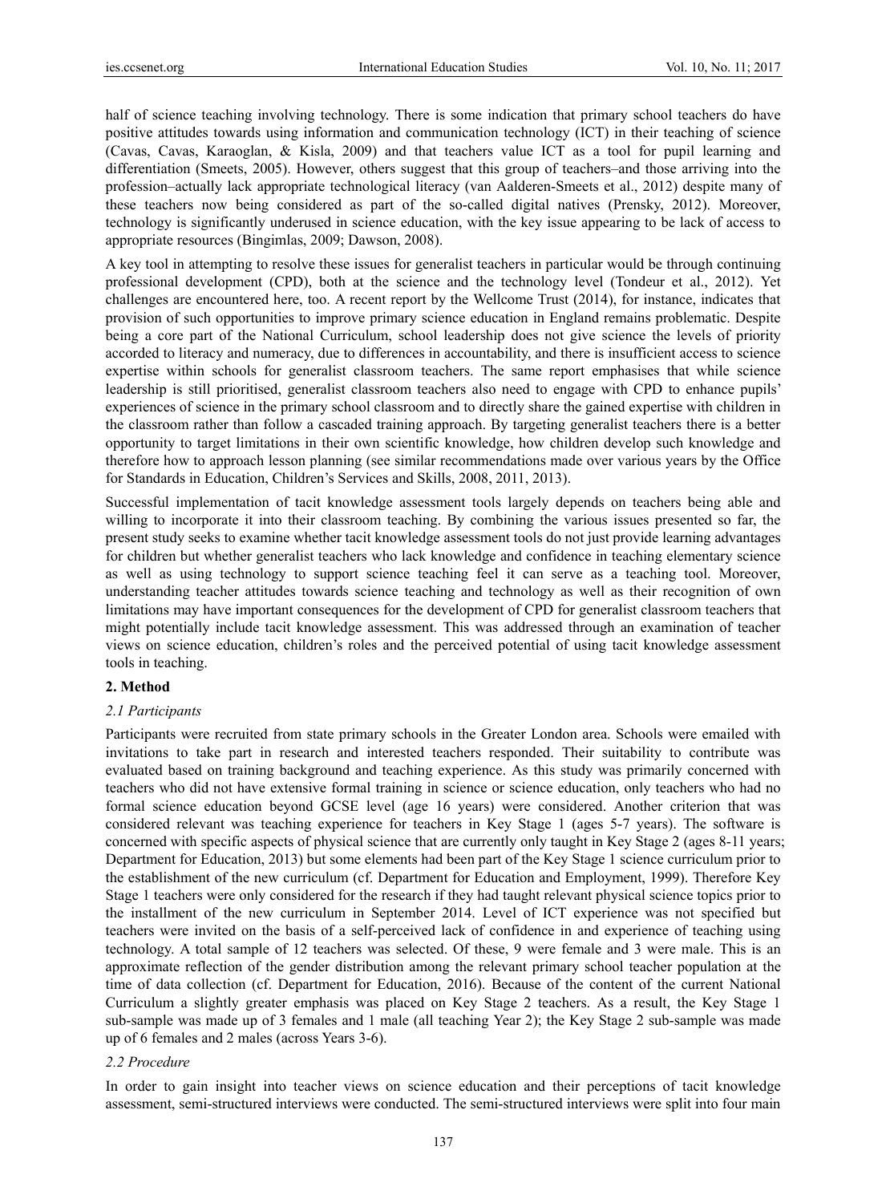half of science teaching involving technology. There is some indication that primary school teachers do have positive attitudes towards using information and communication technology (ICT) in their teaching of science (Cavas, Cavas, Karaoglan, & Kisla, 2009) and that teachers value ICT as a tool for pupil learning and differentiation (Smeets, 2005). However, others suggest that this group of teachers–and those arriving into the profession–actually lack appropriate technological literacy (van Aalderen-Smeets et al., 2012) despite many of these teachers now being considered as part of the so-called digital natives (Prensky, 2012). Moreover, technology is significantly underused in science education, with the key issue appearing to be lack of access to appropriate resources (Bingimlas, 2009; Dawson, 2008).

A key tool in attempting to resolve these issues for generalist teachers in particular would be through continuing professional development (CPD), both at the science and the technology level (Tondeur et al., 2012). Yet challenges are encountered here, too. A recent report by the Wellcome Trust (2014), for instance, indicates that provision of such opportunities to improve primary science education in England remains problematic. Despite being a core part of the National Curriculum, school leadership does not give science the levels of priority accorded to literacy and numeracy, due to differences in accountability, and there is insufficient access to science expertise within schools for generalist classroom teachers. The same report emphasises that while science leadership is still prioritised, generalist classroom teachers also need to engage with CPD to enhance pupils' experiences of science in the primary school classroom and to directly share the gained expertise with children in the classroom rather than follow a cascaded training approach. By targeting generalist teachers there is a better opportunity to target limitations in their own scientific knowledge, how children develop such knowledge and therefore how to approach lesson planning (see similar recommendations made over various years by the Office for Standards in Education, Children's Services and Skills, 2008, 2011, 2013).

Successful implementation of tacit knowledge assessment tools largely depends on teachers being able and willing to incorporate it into their classroom teaching. By combining the various issues presented so far, the present study seeks to examine whether tacit knowledge assessment tools do not just provide learning advantages for children but whether generalist teachers who lack knowledge and confidence in teaching elementary science as well as using technology to support science teaching feel it can serve as a teaching tool. Moreover, understanding teacher attitudes towards science teaching and technology as well as their recognition of own limitations may have important consequences for the development of CPD for generalist classroom teachers that might potentially include tacit knowledge assessment. This was addressed through an examination of teacher views on science education, children's roles and the perceived potential of using tacit knowledge assessment tools in teaching.

## 2. Method

### *2.1 Participants*

Participants were recruited from state primary schools in the Greater London area. Schools were emailed with invitations to take part in research and interested teachers responded. Their suitability to contribute was evaluated based on training background and teaching experience. As this study was primarily concerned with teachers who did not have extensive formal training in science or science education, only teachers who had no formal science education beyond GCSE level (age 16 years) were considered. Another criterion that was considered relevant was teaching experience for teachers in Key Stage 1 (ages 5-7 years). The software is concerned with specific aspects of physical science that are currently only taught in Key Stage 2 (ages 8-11 years; Department for Education, 2013) but some elements had been part of the Key Stage 1 science curriculum prior to the establishment of the new curriculum (cf. Department for Education and Employment, 1999). Therefore Key Stage 1 teachers were only considered for the research if they had taught relevant physical science topics prior to the installment of the new curriculum in September 2014. Level of ICT experience was not specified but teachers were invited on the basis of a self-perceived lack of confidence in and experience of teaching using technology. A total sample of 12 teachers was selected. Of these, 9 were female and 3 were male. This is an approximate reflection of the gender distribution among the relevant primary school teacher population at the time of data collection (cf. Department for Education, 2016). Because of the content of the current National Curriculum a slightly greater emphasis was placed on Key Stage 2 teachers. As a result, the Key Stage 1 sub-sample was made up of 3 females and 1 male (all teaching Year 2); the Key Stage 2 sub-sample was made up of 6 females and 2 males (across Years 3-6).

### *2.2 Procedure*

In order to gain insight into teacher views on science education and their perceptions of tacit knowledge assessment, semi-structured interviews were conducted. The semi-structured interviews were split into four main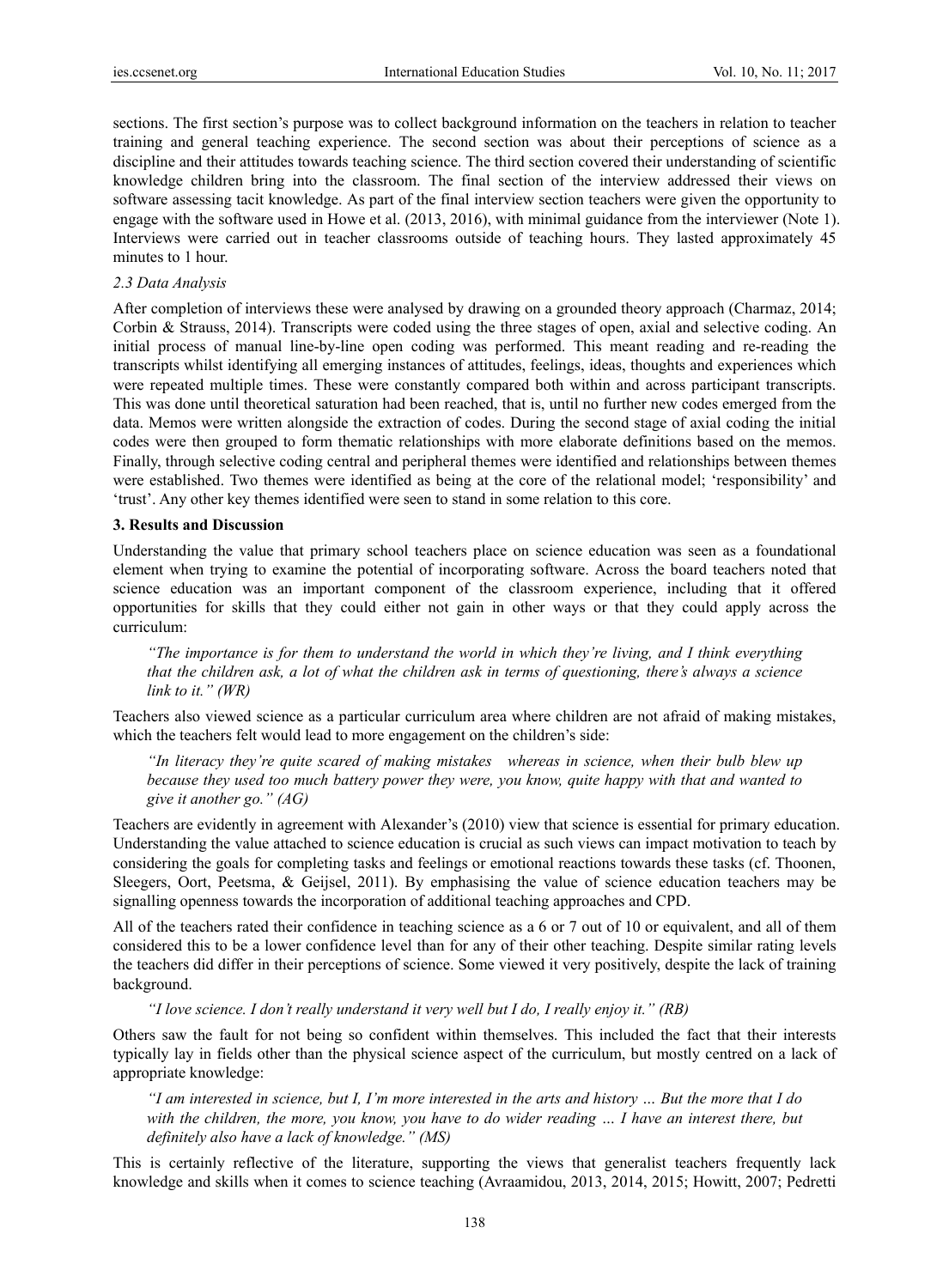sections. The first section's purpose was to collect background information on the teachers in relation to teacher training and general teaching experience. The second section was about their perceptions of science as a discipline and their attitudes towards teaching science. The third section covered their understanding of scientific knowledge children bring into the classroom. The final section of the interview addressed their views on software assessing tacit knowledge. As part of the final interview section teachers were given the opportunity to engage with the software used in Howe et al. (2013, 2016), with minimal guidance from the interviewer (Note 1). Interviews were carried out in teacher classrooms outside of teaching hours. They lasted approximately 45 minutes to 1 hour.

### *2.3 Data Analysis*

After completion of interviews these were analysed by drawing on a grounded theory approach (Charmaz, 2014; Corbin & Strauss, 2014). Transcripts were coded using the three stages of open, axial and selective coding. An initial process of manual line-by-line open coding was performed. This meant reading and re-reading the transcripts whilst identifying all emerging instances of attitudes, feelings, ideas, thoughts and experiences which were repeated multiple times. These were constantly compared both within and across participant transcripts. This was done until theoretical saturation had been reached, that is, until no further new codes emerged from the data. Memos were written alongside the extraction of codes. During the second stage of axial coding the initial codes were then grouped to form thematic relationships with more elaborate definitions based on the memos. Finally, through selective coding central and peripheral themes were identified and relationships between themes were established. Two themes were identified as being at the core of the relational model; 'responsibility' and 'trust'. Any other key themes identified were seen to stand in some relation to this core.

## **3. Results and Discussion**

Understanding the value that primary school teachers place on science education was seen as a foundational element when trying to examine the potential of incorporating software. Across the board teachers noted that science education was an important component of the classroom experience, including that it offered opportunities for skills that they could either not gain in other ways or that they could apply across the curriculum:

> *"The importance is for them to understand the world in which they're living, and I think everything that the children ask, a lot of what the children ask in terms of questioning, there's always a science link to it." (WR)*

Teachers also viewed science as a particular curriculum area where children are not afraid of making mistakes, which the teachers felt would lead to more engagement on the children's side:

> *"In literacy they're quite scared of making mistakes whereas in science, when their bulb blew up because they used too much battery power they were, you know, quite happy with that and wanted to give it another go." (AG)*

Teachers are evidently in agreement with Alexander's (2010) view that science is essential for primary education. Understanding the value attached to science education is crucial as such views can impact motivation to teach by considering the goals for completing tasks and feelings or emotional reactions towards these tasks (cf. Thoonen, Sleegers, Oort, Peetsma, & Geijsel, 2011). By emphasising the value of science education teachers may be signalling openness towards the incorporation of additional teaching approaches and CPD.

All of the teachers rated their confidence in teaching science as a 6 or 7 out of 10 or equivalent, and all of them considered this to be a lower confidence level than for any of their other teaching. Despite similar rating levels the teachers did differ in their perceptions of science. Some viewed it very positively, despite the lack of training background.

> *"I love science. I don't really understand it very well but I do, I really enjoy it." (RB)*

Others saw the fault for not being so confident within themselves. This included the fact that their interests typically lay in fields other than the physical science aspect of the curriculum, but mostly centred on a lack of appropriate knowledge:

> *"I am interested in science, but I, I'm more interested in the arts and history … But the more that I do with the children, the more, you know, you have to do wider reading … I have an interest there, but definitely also have a lack of knowledge." (MS)*

This is certainly reflective of the literature, supporting the views that generalist teachers frequently lack knowledge and skills when it comes to science teaching (Avraamidou, 2013, 2014, 2015; Howitt, 2007; Pedretti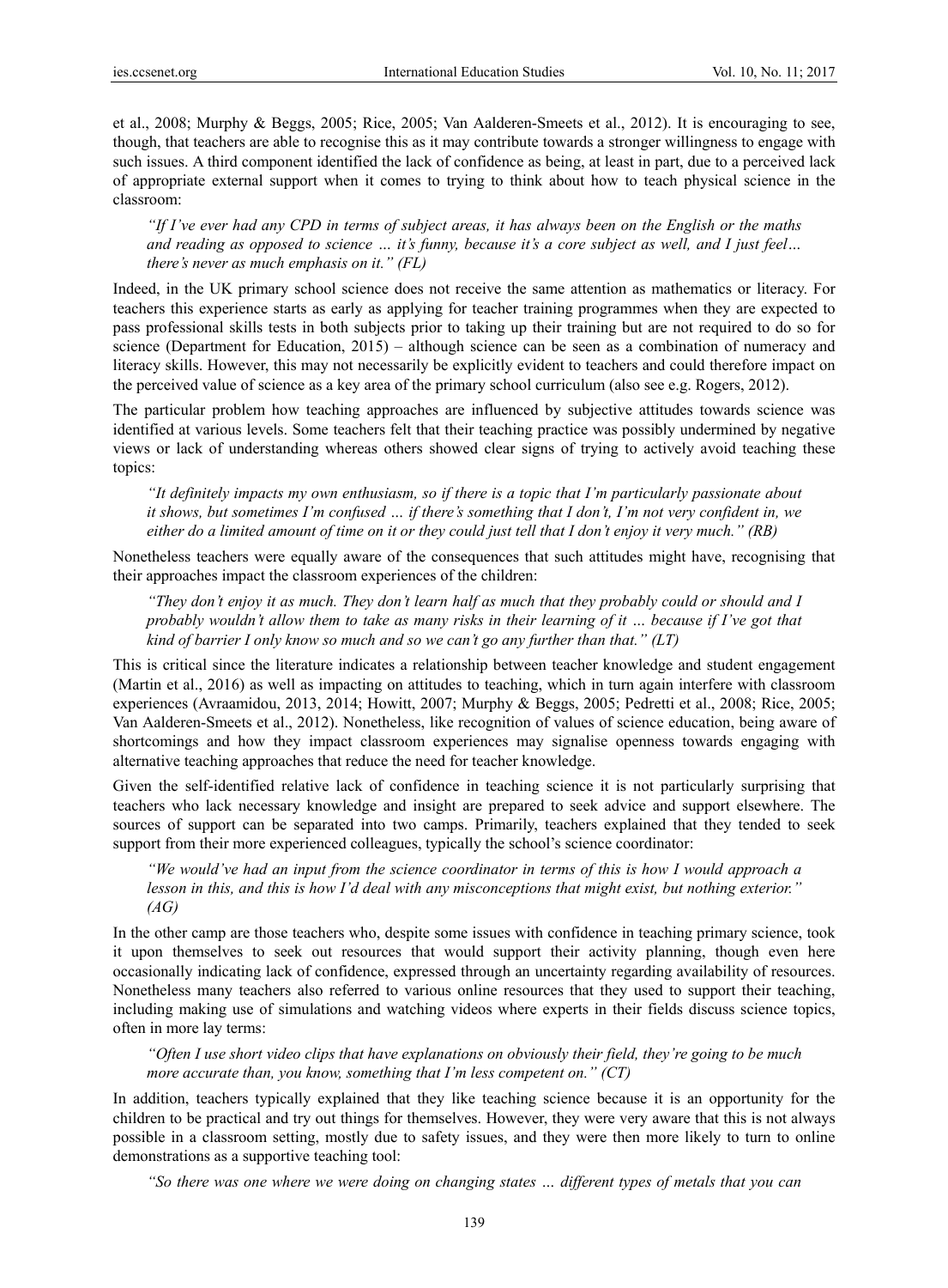et al., 2008; Murphy & Beggs, 2005; Rice, 2005; Van Aalderen-Smeets et al., 2012). It is encouraging to see, though, that teachers are able to recognise this as it may contribute towards a stronger willingness to engage with such issues. A third component identified the lack of confidence as being, at least in part, due to a perceived lack of appropriate external support when it comes to trying to think about how to teach physical science in the classroom:

> *"If I've ever had any CPD in terms of subject areas, it has always been on the English or the maths and reading as opposed to science … it's funny, because it's a core subject as well, and I just feel… there's never as much emphasis on it." (FL)*

Indeed, in the UK primary school science does not receive the same attention as mathematics or literacy. For teachers this experience starts as early as applying for teacher training programmes when they are expected to pass professional skills tests in both subjects prior to taking up their training but are not required to do so for science (Department for Education, 2015) – although science can be seen as a combination of numeracy and literacy skills. However, this may not necessarily be explicitly evident to teachers and could therefore impact on the perceived value of science as a key area of the primary school curriculum (also see e.g. Rogers, 2012).

The particular problem how teaching approaches are influenced by subjective attitudes towards science was identified at various levels. Some teachers felt that their teaching practice was possibly undermined by negative views or lack of understanding whereas others showed clear signs of trying to actively avoid teaching these topics:

> *"It definitely impacts my own enthusiasm, so if there is a topic that I'm particularly passionate about it shows, but sometimes I'm confused … if there's something that I don't, I'm not very confident in, we either do a limited amount of time on it or they could just tell that I don't enjoy it very much." (RB)*

Nonetheless teachers were equally aware of the consequences that such attitudes might have, recognising that their approaches impact the classroom experiences of the children:

> *"They don't enjoy it as much. They don't learn half as much that they probably could or should and I probably wouldn't allow them to take as many risks in their learning of it … because if I've got that kind of barrier I only know so much and so we can't go any further than that." (LT)*

This is critical since the literature indicates a relationship between teacher knowledge and student engagement (Martin et al., 2016) as well as impacting on attitudes to teaching, which in turn again interfere with classroom experiences (Avraamidou, 2013, 2014; Howitt, 2007; Murphy & Beggs, 2005; Pedretti et al., 2008; Rice, 2005; Van Aalderen-Smeets et al., 2012). Nonetheless, like recognition of values of science education, being aware of shortcomings and how they impact classroom experiences may signalise openness towards engaging with alternative teaching approaches that reduce the need for teacher knowledge.

Given the self-identified relative lack of confidence in teaching science it is not particularly surprising that teachers who lack necessary knowledge and insight are prepared to seek advice and support elsewhere. The sources of support can be separated into two camps. Primarily, teachers explained that they tended to seek support from their more experienced colleagues, typically the school's science coordinator:

> *"We would've had an input from the science coordinator in terms of this is how I would approach a lesson in this, and this is how I'd deal with any misconceptions that might exist, but nothing exterior." (AG)*

In the other camp are those teachers who, despite some issues with confidence in teaching primary science, took it upon themselves to seek out resources that would support their activity planning, though even here occasionally indicating lack of confidence, expressed through an uncertainty regarding availability of resources. Nonetheless many teachers also referred to various online resources that they used to support their teaching, including making use of simulations and watching videos where experts in their fields discuss science topics, often in more lay terms:

> *"Often I use short video clips that have explanations on obviously their field, they're going to be much more accurate than, you know, something that I'm less competent on." (CT)*

In addition, teachers typically explained that they like teaching science because it is an opportunity for the children to be practical and try out things for themselves. However, they were very aware that this is not always possible in a classroom setting, mostly due to safety issues, and they were then more likely to turn to online demonstrations as a supportive teaching tool:

> *"So there was one where we were doing on changing states … different types of metals that you can*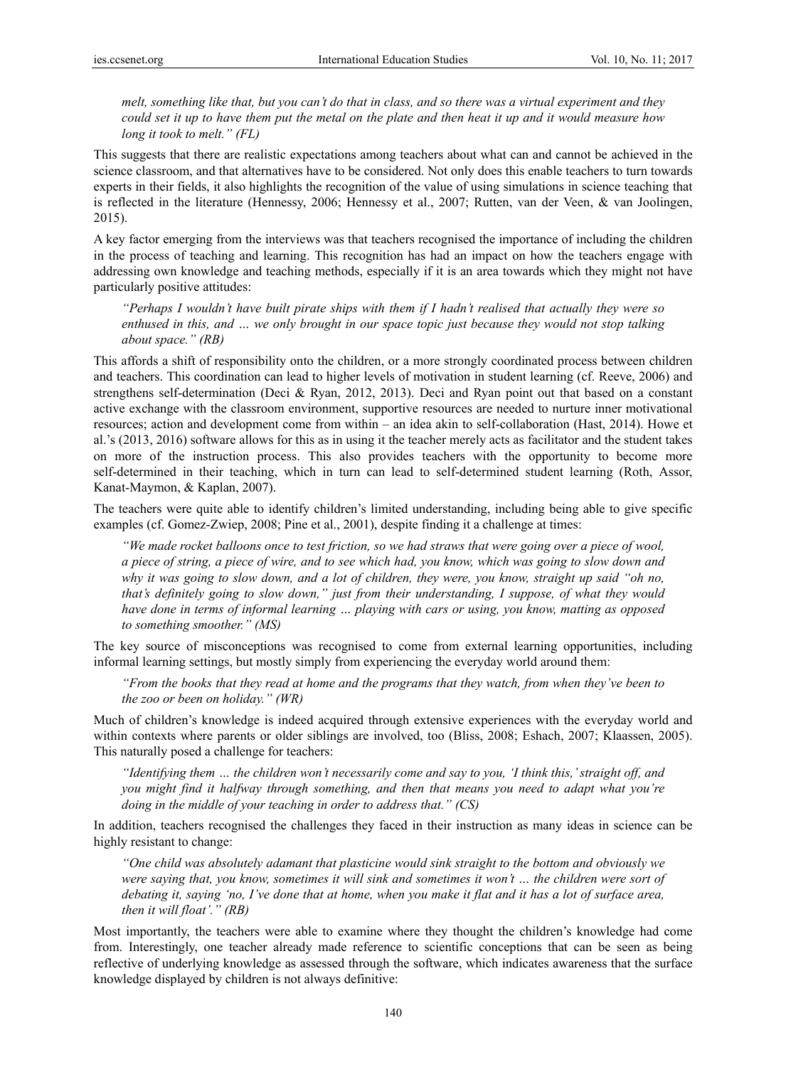*melt, something like that, but you can't do that in class, and so there was a virtual experiment and they could set it up to have them put the metal on the plate and then heat it up and it would measure how long it took to melt." (FL)*

This suggests that there are realistic expectations among teachers about what can and cannot be achieved in the science classroom, and that alternatives have to be considered. Not only does this enable teachers to turn towards experts in their fields, it also highlights the recognition of the value of using simulations in science teaching that is reflected in the literature (Hennessy, 2006; Hennessy et al., 2007; Rutten, van der Veen, & van Joolingen, 2015).

A key factor emerging from the interviews was that teachers recognised the importance of including the children in the process of teaching and learning. This recognition has had an impact on how the teachers engage with addressing own knowledge and teaching methods, especially if it is an area towards which they might not have particularly positive attitudes:

*"Perhaps I wouldn't have built pirate ships with them if I hadn't realised that actually they were so enthused in this, and … we only brought in our space topic just because they would not stop talking about space." (RB)*

This affords a shift of responsibility onto the children, or a more strongly coordinated process between children and teachers. This coordination can lead to higher levels of motivation in student learning (cf. Reeve, 2006) and strengthens self-determination (Deci & Ryan, 2012, 2013). Deci and Ryan point out that based on a constant active exchange with the classroom environment, supportive resources are needed to nurture inner motivational resources; action and development come from within – an idea akin to self-collaboration (Hast, 2014). Howe et al.'s (2013, 2016) software allows for this as in using it the teacher merely acts as facilitator and the student takes on more of the instruction process. This also provides teachers with the opportunity to become more self-determined in their teaching, which in turn can lead to self-determined student learning (Roth, Assor, Kanat-Maymon, & Kaplan, 2007).

The teachers were quite able to identify children's limited understanding, including being able to give specific examples (cf. Gomez-Zwiep, 2008; Pine et al., 2001), despite finding it a challenge at times:

*"We made rocket balloons once to test friction, so we had straws that were going over a piece of wool, a piece of string, a piece of wire, and to see which had, you know, which was going to slow down and why it was going to slow down, and a lot of children, they were, you know, straight up said "oh no, that's definitely going to slow down," just from their understanding, I suppose, of what they would have done in terms of informal learning … playing with cars or using, you know, matting as opposed to something smoother." (MS)*

The key source of misconceptions was recognised to come from external learning opportunities, including informal learning settings, but mostly simply from experiencing the everyday world around them:

*"From the books that they read at home and the programs that they watch, from when they've been to the zoo or been on holiday." (WR)*

Much of children's knowledge is indeed acquired through extensive experiences with the everyday world and within contexts where parents or older siblings are involved, too (Bliss, 2008; Eshach, 2007; Klaassen, 2005). This naturally posed a challenge for teachers:

*"Identifying them … the children won't necessarily come and say to you, 'I think this,' straight off, and you might find it halfway through something, and then that means you need to adapt what you're doing in the middle of your teaching in order to address that." (CS)*

In addition, teachers recognised the challenges they faced in their instruction as many ideas in science can be highly resistant to change:

*"One child was absolutely adamant that plasticine would sink straight to the bottom and obviously we were saying that, you know, sometimes it will sink and sometimes it won't … the children were sort of debating it, saying 'no, I've done that at home, when you make it flat and it has a lot of surface area, then it will float'." (RB)*

Most importantly, the teachers were able to examine where they thought the children's knowledge had come from. Interestingly, one teacher already made reference to scientific conceptions that can be seen as being reflective of underlying knowledge as assessed through the software, which indicates awareness that the surface knowledge displayed by children is not always definitive: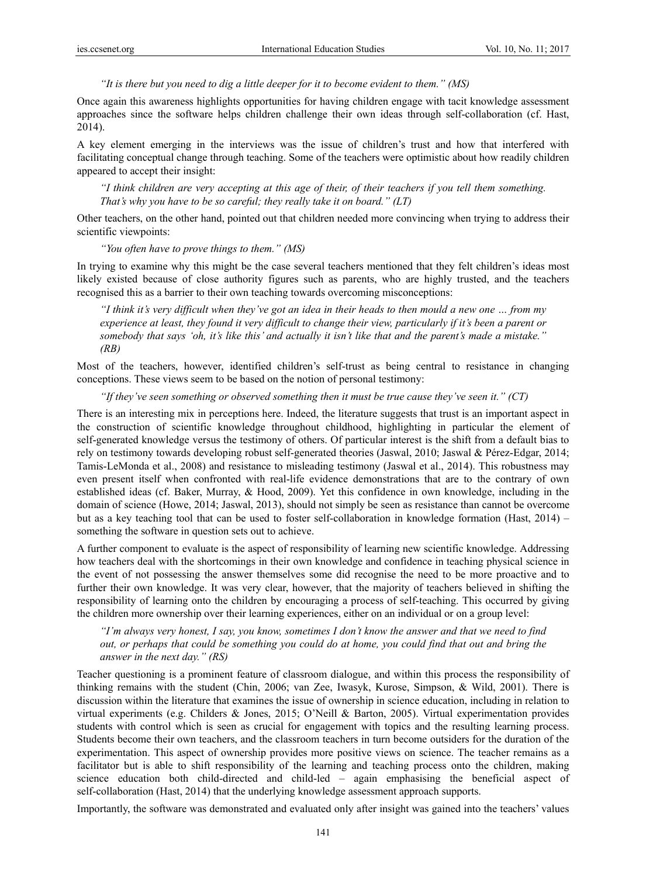*"It is there but you need to dig a little deeper for it to become evident to them." (MS)*

Once again this awareness highlights opportunities for having children engage with tacit knowledge assessment approaches since the software helps children challenge their own ideas through self-collaboration (cf. Hast, 2014).

A key element emerging in the interviews was the issue of children's trust and how that interfered with facilitating conceptual change through teaching. Some of the teachers were optimistic about how readily children appeared to accept their insight:

> *"I think children are very accepting at this age of their, of their teachers if you tell them something. That's why you have to be so careful; they really take it on board." (LT)*

Other teachers, on the other hand, pointed out that children needed more convincing when trying to address their scientific viewpoints:

> *"You often have to prove things to them." (MS)*

In trying to examine why this might be the case several teachers mentioned that they felt children's ideas most likely existed because of close authority figures such as parents, who are highly trusted, and the teachers recognised this as a barrier to their own teaching towards overcoming misconceptions:

> *"I think it's very difficult when they've got an idea in their heads to then mould a new one … from my experience at least, they found it very difficult to change their view, particularly if it's been a parent or somebody that says 'oh, it's like this' and actually it isn't like that and the parent's made a mistake." (RB)*

Most of the teachers, however, identified children's self-trust as being central to resistance in changing conceptions. These views seem to be based on the notion of personal testimony:

> *"If they've seen something or observed something then it must be true cause they've seen it." (CT)*

There is an interesting mix in perceptions here. Indeed, the literature suggests that trust is an important aspect in the construction of scientific knowledge throughout childhood, highlighting in particular the element of self-generated knowledge versus the testimony of others. Of particular interest is the shift from a default bias to rely on testimony towards developing robust self-generated theories (Jaswal, 2010; Jaswal & Pérez-Edgar, 2014; Tamis-LeMonda et al., 2008) and resistance to misleading testimony (Jaswal et al., 2014). This robustness may even present itself when confronted with real-life evidence demonstrations that are to the contrary of own established ideas (cf. Baker, Murray, & Hood, 2009). Yet this confidence in own knowledge, including in the domain of science (Howe, 2014; Jaswal, 2013), should not simply be seen as resistance than cannot be overcome but as a key teaching tool that can be used to foster self-collaboration in knowledge formation (Hast, 2014) – something the software in question sets out to achieve.

A further component to evaluate is the aspect of responsibility of learning new scientific knowledge. Addressing how teachers deal with the shortcomings in their own knowledge and confidence in teaching physical science in the event of not possessing the answer themselves some did recognise the need to be more proactive and to further their own knowledge. It was very clear, however, that the majority of teachers believed in shifting the responsibility of learning onto the children by encouraging a process of self-teaching. This occurred by giving the children more ownership over their learning experiences, either on an individual or on a group level:

> *"I'm always very honest, I say, you know, sometimes I don't know the answer and that we need to find out, or perhaps that could be something you could do at home, you could find that out and bring the answer in the next day." (RS)*

Teacher questioning is a prominent feature of classroom dialogue, and within this process the responsibility of thinking remains with the student (Chin, 2006; van Zee, Iwasyk, Kurose, Simpson, & Wild, 2001). There is discussion within the literature that examines the issue of ownership in science education, including in relation to virtual experiments (e.g. Childers & Jones, 2015; O'Neill & Barton, 2005). Virtual experimentation provides students with control which is seen as crucial for engagement with topics and the resulting learning process. Students become their own teachers, and the classroom teachers in turn become outsiders for the duration of the experimentation. This aspect of ownership provides more positive views on science. The teacher remains as a facilitator but is able to shift responsibility of the learning and teaching process onto the children, making science education both child-directed and child-led – again emphasising the beneficial aspect of self-collaboration (Hast, 2014) that the underlying knowledge assessment approach supports.

Importantly, the software was demonstrated and evaluated only after insight was gained into the teachers' values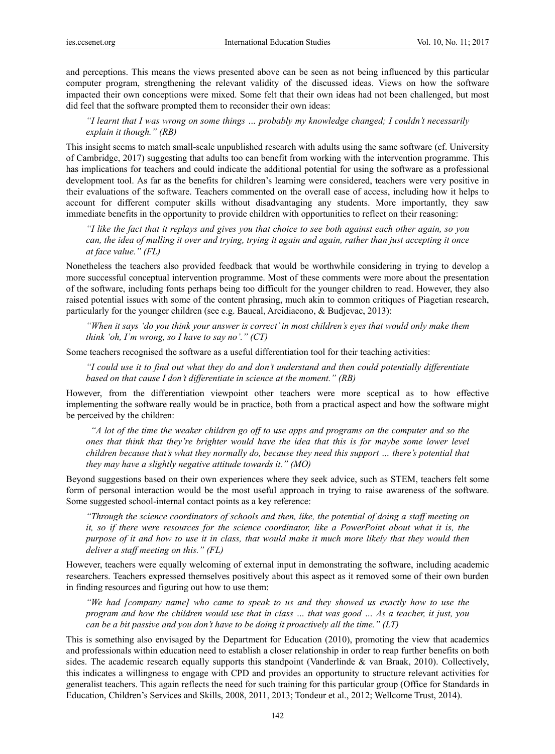and perceptions. This means the views presented above can be seen as not being influenced by this particular computer program, strengthening the relevant validity of the discussed ideas. Views on how the software impacted their own conceptions were mixed. Some felt that their own ideas had not been challenged, but most did feel that the software prompted them to reconsider their own ideas:

> *"I learnt that I was wrong on some things … probably my knowledge changed; I couldn't necessarily explain it though." (RB)*

This insight seems to match small-scale unpublished research with adults using the same software (cf. University of Cambridge, 2017) suggesting that adults too can benefit from working with the intervention programme. This has implications for teachers and could indicate the additional potential for using the software as a professional development tool. As far as the benefits for children's learning were considered, teachers were very positive in their evaluations of the software. Teachers commented on the overall ease of access, including how it helps to account for different computer skills without disadvantaging any students. More importantly, they saw immediate benefits in the opportunity to provide children with opportunities to reflect on their reasoning:

> *"I like the fact that it replays and gives you that choice to see both against each other again, so you can, the idea of mulling it over and trying, trying it again and again, rather than just accepting it once at face value." (FL)*

Nonetheless the teachers also provided feedback that would be worthwhile considering in trying to develop a more successful conceptual intervention programme. Most of these comments were more about the presentation of the software, including fonts perhaps being too difficult for the younger children to read. However, they also raised potential issues with some of the content phrasing, much akin to common critiques of Piagetian research, particularly for the younger children (see e.g. Baucal, Arcidiacono, & Budjevac, 2013):

> *"When it says 'do you think your answer is correct' in most children's eyes that would only make them think 'oh, I'm wrong, so I have to say no'." (CT)*

Some teachers recognised the software as a useful differentiation tool for their teaching activities:

> *"I could use it to find out what they do and don't understand and then could potentially differentiate based on that cause I don't differentiate in science at the moment." (RB)*

However, from the differentiation viewpoint other teachers were more sceptical as to how effective implementing the software really would be in practice, both from a practical aspect and how the software might be perceived by the children:

> *"A lot of the time the weaker children go off to use apps and programs on the computer and so the ones that think that they're brighter would have the idea that this is for maybe some lower level children because that's what they normally do, because they need this support … there's potential that they may have a slightly negative attitude towards it." (MO)*

Beyond suggestions based on their own experiences where they seek advice, such as STEM, teachers felt some form of personal interaction would be the most useful approach in trying to raise awareness of the software. Some suggested school-internal contact points as a key reference:

> *"Through the science coordinators of schools and then, like, the potential of doing a staff meeting on it, so if there were resources for the science coordinator, like a PowerPoint about what it is, the purpose of it and how to use it in class, that would make it much more likely that they would then deliver a staff meeting on this." (FL)*

However, teachers were equally welcoming of external input in demonstrating the software, including academic researchers. Teachers expressed themselves positively about this aspect as it removed some of their own burden in finding resources and figuring out how to use them:

> *"We had [company name] who came to speak to us and they showed us exactly how to use the program and how the children would use that in class … that was good … As a teacher, it just, you can be a bit passive and you don't have to be doing it proactively all the time." (LT)*

This is something also envisaged by the Department for Education (2010), promoting the view that academics and professionals within education need to establish a closer relationship in order to reap further benefits on both sides. The academic research equally supports this standpoint (Vanderlinde & van Braak, 2010). Collectively, this indicates a willingness to engage with CPD and provides an opportunity to structure relevant activities for generalist teachers. This again reflects the need for such training for this particular group (Office for Standards in Education, Children's Services and Skills, 2008, 2011, 2013; Tondeur et al., 2012; Wellcome Trust, 2014).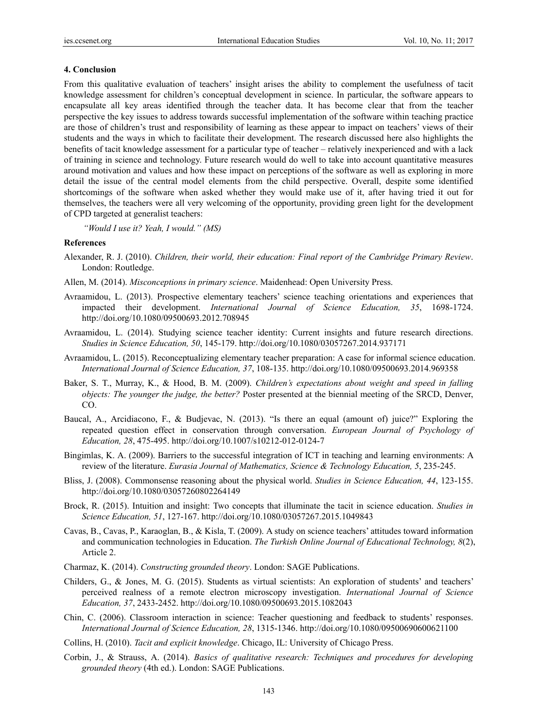## 4. Conclusion

From this qualitative evaluation of teachers' insight arises the ability to complement the usefulness of tacit knowledge assessment for children's conceptual development in science. In particular, the software appears to encapsulate all key areas identified through the teacher data. It has become clear that from the teacher perspective the key issues to address towards successful implementation of the software within teaching practice are those of children's trust and responsibility of learning as these appear to impact on teachers' views of their students and the ways in which to facilitate their development. The research discussed here also highlights the benefits of tacit knowledge assessment for a particular type of teacher – relatively inexperienced and with a lack of training in science and technology. Future research would do well to take into account quantitative measures around motivation and values and how these impact on perceptions of the software as well as exploring in more detail the issue of the central model elements from the child perspective. Overall, despite some identified shortcomings of the software when asked whether they would make use of it, after having tried it out for themselves, the teachers were all very welcoming of the opportunity, providing green light for the development of CPD targeted at generalist teachers:

*"Would I use it? Yeah, I would." (MS)*

## References

Alexander, R. J. (2010). *Children, their world, their education: Final report of the Cambridge Primary Review*. London: Routledge.

Allen, M. (2014). *Misconceptions in primary science*. Maidenhead: Open University Press.

Avraamidou, L. (2013). Prospective elementary teachers' science teaching orientations and experiences that impacted their development. *International Journal of Science Education, 35*, 1698-1724. http://doi.org/10.1080/09500693.2012.708945

Avraamidou, L. (2014). Studying science teacher identity: Current insights and future research directions. *Studies in Science Education, 50*, 145-179. http://doi.org/10.1080/03057267.2014.937171

Avraamidou, L. (2015). Reconceptualizing elementary teacher preparation: A case for informal science education. *International Journal of Science Education, 37*, 108-135. http://doi.org/10.1080/09500693.2014.969358

Baker, S. T., Murray, K., & Hood, B. M. (2009). *Children's expectations about weight and speed in falling objects: The younger the judge, the better?* Poster presented at the biennial meeting of the SRCD, Denver, CO.

Baucal, A., Arcidiacono, F., & Budjevac, N. (2013). "Is there an equal (amount of) juice?" Exploring the repeated question effect in conservation through conversation. *European Journal of Psychology of Education, 28*, 475-495. http://doi.org/10.1007/s10212-012-0124-7

Bingimlas, K. A. (2009). Barriers to the successful integration of ICT in teaching and learning environments: A review of the literature. *Eurasia Journal of Mathematics, Science & Technology Education, 5*, 235-245.

Bliss, J. (2008). Commonsense reasoning about the physical world. *Studies in Science Education, 44*, 123-155. http://doi.org/10.1080/03057260802264149

Brock, R. (2015). Intuition and insight: Two concepts that illuminate the tacit in science education. *Studies in Science Education, 51*, 127-167. http://doi.org/10.1080/03057267.2015.1049843

Cavas, B., Cavas, P., Karaoglan, B., & Kisla, T. (2009). A study on science teachers' attitudes toward information and communication technologies in Education. *The Turkish Online Journal of Educational Technology, 8*(2), Article 2.

Charmaz, K. (2014). *Constructing grounded theory*. London: SAGE Publications.

Childers, G., & Jones, M. G. (2015). Students as virtual scientists: An exploration of students' and teachers' perceived realness of a remote electron microscopy investigation. *International Journal of Science Education, 37*, 2433-2452. http://doi.org/10.1080/09500693.2015.1082043

Chin, C. (2006). Classroom interaction in science: Teacher questioning and feedback to students' responses. *International Journal of Science Education, 28*, 1315-1346. http://doi.org/10.1080/09500690600621100

Collins, H. (2010). *Tacit and explicit knowledge*. Chicago, IL: University of Chicago Press.

Corbin, J., & Strauss, A. (2014). *Basics of qualitative research: Techniques and procedures for developing grounded theory* (4th ed.). London: SAGE Publications.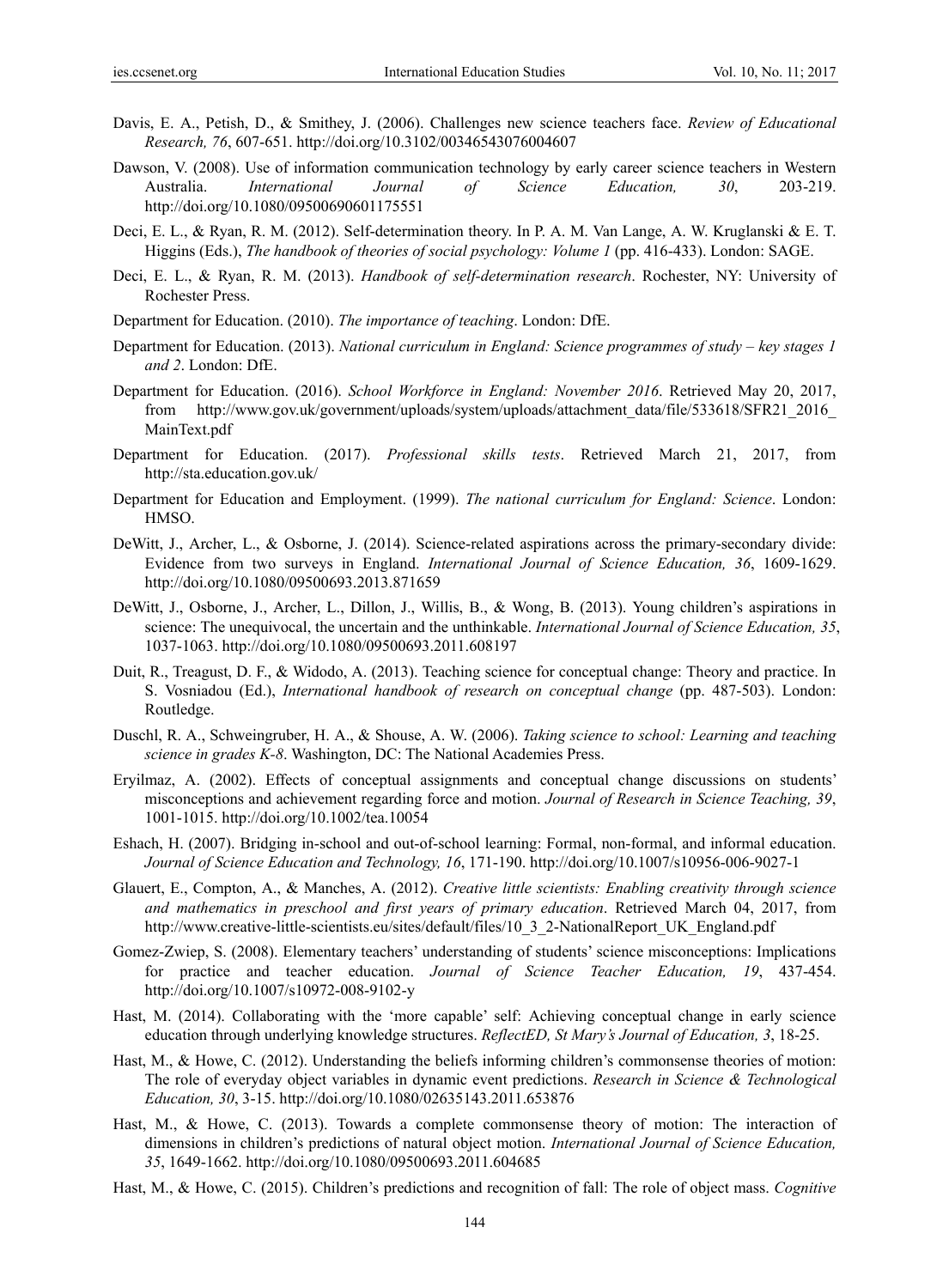Davis, E. A., Petish, D., & Smithey, J. (2006). Challenges new science teachers face. *Review of Educational Research, 76*, 607-651. http://doi.org/10.3102/00346543076004607

Dawson, V. (2008). Use of information communication technology by early career science teachers in Western Australia. *International Journal of Science Education, 30*, 203-219. http://doi.org/10.1080/09500690601175551

Deci, E. L., & Ryan, R. M. (2012). Self-determination theory. In P. A. M. Van Lange, A. W. Kruglanski & E. T. Higgins (Eds.), *The handbook of theories of social psychology: Volume 1* (pp. 416-433). London: SAGE.

Deci, E. L., & Ryan, R. M. (2013). *Handbook of self-determination research*. Rochester, NY: University of Rochester Press.

Department for Education. (2010). *The importance of teaching*. London: DfE.

Department for Education. (2013). *National curriculum in England: Science programmes of study – key stages 1 and 2*. London: DfE.

Department for Education. (2016). *School Workforce in England: November 2016*. Retrieved May 20, 2017, from http://www.gov.uk/government/uploads/system/uploads/attachment_data/file/533618/SFR21_2016_MainText.pdf

Department for Education. (2017). *Professional skills tests*. Retrieved March 21, 2017, from http://sta.education.gov.uk/

Department for Education and Employment. (1999). *The national curriculum for England: Science*. London: HMSO.

DeWitt, J., Archer, L., & Osborne, J. (2014). Science-related aspirations across the primary-secondary divide: Evidence from two surveys in England. *International Journal of Science Education, 36*, 1609-1629. http://doi.org/10.1080/09500693.2013.871659

DeWitt, J., Osborne, J., Archer, L., Dillon, J., Willis, B., & Wong, B. (2013). Young children's aspirations in science: The unequivocal, the uncertain and the unthinkable. *International Journal of Science Education, 35*, 1037-1063. http://doi.org/10.1080/09500693.2011.608197

Duit, R., Treagust, D. F., & Widodo, A. (2013). Teaching science for conceptual change: Theory and practice. In S. Vosniadou (Ed.), *International handbook of research on conceptual change* (pp. 487-503). London: Routledge.

Duschl, R. A., Schweingruber, H. A., & Shouse, A. W. (2006). *Taking science to school: Learning and teaching science in grades K-8*. Washington, DC: The National Academies Press.

Eryilmaz, A. (2002). Effects of conceptual assignments and conceptual change discussions on students' misconceptions and achievement regarding force and motion. *Journal of Research in Science Teaching, 39*, 1001-1015. http://doi.org/10.1002/tea.10054

Eshach, H. (2007). Bridging in-school and out-of-school learning: Formal, non-formal, and informal education. *Journal of Science Education and Technology, 16*, 171-190. http://doi.org/10.1007/s10956-006-9027-1

Glauert, E., Compton, A., & Manches, A. (2012). *Creative little scientists: Enabling creativity through science and mathematics in preschool and first years of primary education*. Retrieved March 04, 2017, from http://www.creative-little-scientists.eu/sites/default/files/10_3_2-NationalReport_UK_England.pdf

Gomez-Zwiep, S. (2008). Elementary teachers' understanding of students' science misconceptions: Implications for practice and teacher education. *Journal of Science Teacher Education, 19*, 437-454. http://doi.org/10.1007/s10972-008-9102-y

Hast, M. (2014). Collaborating with the 'more capable' self: Achieving conceptual change in early science education through underlying knowledge structures. *ReflectED, St Mary's Journal of Education, 3*, 18-25.

Hast, M., & Howe, C. (2012). Understanding the beliefs informing children's commonsense theories of motion: The role of everyday object variables in dynamic event predictions. *Research in Science & Technological Education, 30*, 3-15. http://doi.org/10.1080/02635143.2011.653876

Hast, M., & Howe, C. (2013). Towards a complete commonsense theory of motion: The interaction of dimensions in children's predictions of natural object motion. *International Journal of Science Education, 35*, 1649-1662. http://doi.org/10.1080/09500693.2011.604685

Hast, M., & Howe, C. (2015). Children's predictions and recognition of fall: The role of object mass. *Cognitive*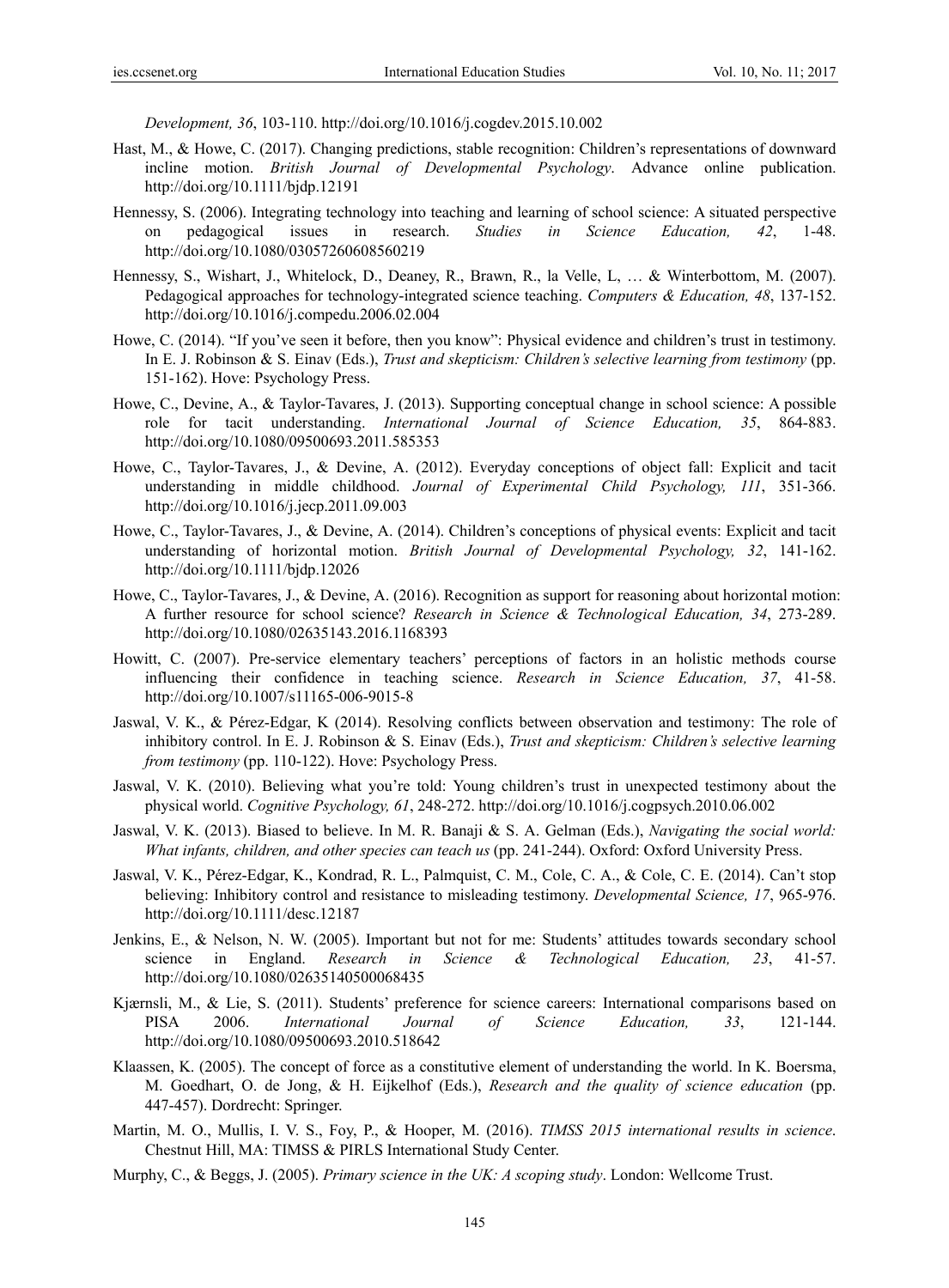*Development, 36*, 103-110. http://doi.org/10.1016/j.cogdev.2015.10.002

Hast, M., & Howe, C. (2017). Changing predictions, stable recognition: Children's representations of downward incline motion. *British Journal of Developmental Psychology*. Advance online publication. http://doi.org/10.1111/bjdp.12191

Hennessy, S. (2006). Integrating technology into teaching and learning of school science: A situated perspective on pedagogical issues in research. *Studies in Science Education, 42*, 1-48. http://doi.org/10.1080/03057260608560219

Hennessy, S., Wishart, J., Whitelock, D., Deaney, R., Brawn, R., la Velle, L, … & Winterbottom, M. (2007). Pedagogical approaches for technology-integrated science teaching. *Computers & Education, 48*, 137-152. http://doi.org/10.1016/j.compedu.2006.02.004

Howe, C. (2014). "If you've seen it before, then you know": Physical evidence and children's trust in testimony. In E. J. Robinson & S. Einav (Eds.), *Trust and skepticism: Children's selective learning from testimony* (pp. 151-162). Hove: Psychology Press.

Howe, C., Devine, A., & Taylor-Tavares, J. (2013). Supporting conceptual change in school science: A possible role for tacit understanding. *International Journal of Science Education, 35*, 864-883. http://doi.org/10.1080/09500693.2011.585353

Howe, C., Taylor-Tavares, J., & Devine, A. (2012). Everyday conceptions of object fall: Explicit and tacit understanding in middle childhood. *Journal of Experimental Child Psychology, 111*, 351-366. http://doi.org/10.1016/j.jecp.2011.09.003

Howe, C., Taylor-Tavares, J., & Devine, A. (2014). Children's conceptions of physical events: Explicit and tacit understanding of horizontal motion. *British Journal of Developmental Psychology, 32*, 141-162. http://doi.org/10.1111/bjdp.12026

Howe, C., Taylor-Tavares, J., & Devine, A. (2016). Recognition as support for reasoning about horizontal motion: A further resource for school science? *Research in Science & Technological Education, 34*, 273-289. http://doi.org/10.1080/02635143.2016.1168393

Howitt, C. (2007). Pre-service elementary teachers' perceptions of factors in an holistic methods course influencing their confidence in teaching science. *Research in Science Education, 37*, 41-58. http://doi.org/10.1007/s11165-006-9015-8

Jaswal, V. K., & Pérez-Edgar, K (2014). Resolving conflicts between observation and testimony: The role of inhibitory control. In E. J. Robinson & S. Einav (Eds.), *Trust and skepticism: Children's selective learning from testimony* (pp. 110-122). Hove: Psychology Press.

Jaswal, V. K. (2010). Believing what you're told: Young children's trust in unexpected testimony about the physical world. *Cognitive Psychology, 61*, 248-272. http://doi.org/10.1016/j.cogpsych.2010.06.002

Jaswal, V. K. (2013). Biased to believe. In M. R. Banaji & S. A. Gelman (Eds.), *Navigating the social world: What infants, children, and other species can teach us* (pp. 241-244). Oxford: Oxford University Press.

Jaswal, V. K., Pérez-Edgar, K., Kondrad, R. L., Palmquist, C. M., Cole, C. A., & Cole, C. E. (2014). Can't stop believing: Inhibitory control and resistance to misleading testimony. *Developmental Science, 17*, 965-976. http://doi.org/10.1111/desc.12187

Jenkins, E., & Nelson, N. W. (2005). Important but not for me: Students' attitudes towards secondary school science in England. *Research in Science & Technological Education, 23*, 41-57. http://doi.org/10.1080/02635140500068435

Kjærnsli, M., & Lie, S. (2011). Students' preference for science careers: International comparisons based on PISA 2006. *International Journal of Science Education, 33*, 121-144. http://doi.org/10.1080/09500693.2010.518642

Klaassen, K. (2005). The concept of force as a constitutive element of understanding the world. In K. Boersma, M. Goedhart, O. de Jong, & H. Eijkelhof (Eds.), *Research and the quality of science education* (pp. 447-457). Dordrecht: Springer.

Martin, M. O., Mullis, I. V. S., Foy, P., & Hooper, M. (2016). *TIMSS 2015 international results in science*. Chestnut Hill, MA: TIMSS & PIRLS International Study Center.

Murphy, C., & Beggs, J. (2005). *Primary science in the UK: A scoping study*. London: Wellcome Trust.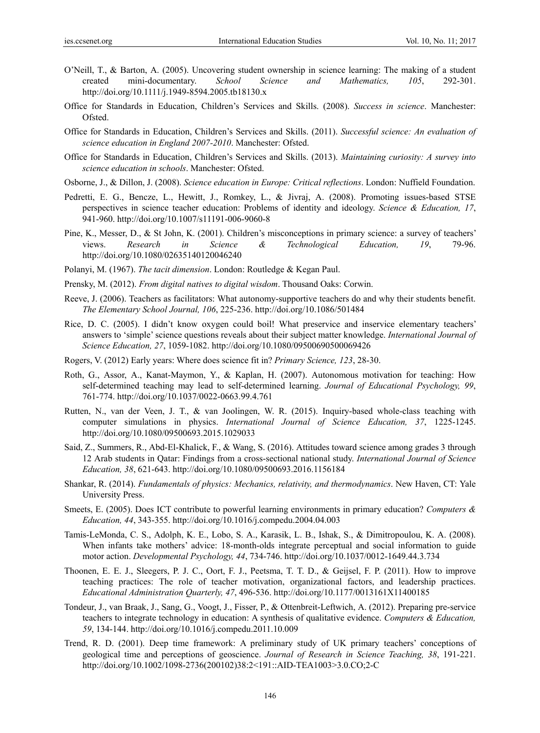O'Neill, T., & Barton, A. (2005). Uncovering student ownership in science learning: The making of a student created mini-documentary. *School Science and Mathematics, 105*, 292-301. http://doi.org/10.1111/j.1949-8594.2005.tb18130.x

Office for Standards in Education, Children's Services and Skills. (2008). *Success in science*. Manchester: Ofsted.

Office for Standards in Education, Children's Services and Skills. (2011). *Successful science: An evaluation of science education in England 2007-2010*. Manchester: Ofsted.

Office for Standards in Education, Children's Services and Skills. (2013). *Maintaining curiosity: A survey into science education in schools*. Manchester: Ofsted.

Osborne, J., & Dillon, J. (2008). *Science education in Europe: Critical reflections*. London: Nuffield Foundation.

Pedretti, E. G., Bencze, L., Hewitt, J., Romkey, L., & Jivraj, A. (2008). Promoting issues-based STSE perspectives in science teacher education: Problems of identity and ideology. *Science & Education, 17*, 941-960. http://doi.org/10.1007/s11191-006-9060-8

Pine, K., Messer, D., & St John, K. (2001). Children's misconceptions in primary science: a survey of teachers' views. *Research in Science & Technological Education, 19*, 79-96. http://doi.org/10.1080/02635140120046240

Polanyi, M. (1967). *The tacit dimension*. London: Routledge & Kegan Paul.

Prensky, M. (2012). *From digital natives to digital wisdom*. Thousand Oaks: Corwin.

Reeve, J. (2006). Teachers as facilitators: What autonomy-supportive teachers do and why their students benefit. *The Elementary School Journal, 106*, 225-236. http://doi.org/10.1086/501484

Rice, D. C. (2005). I didn't know oxygen could boil! What preservice and inservice elementary teachers' answers to 'simple' science questions reveals about their subject matter knowledge. *International Journal of Science Education, 27*, 1059-1082. http://doi.org/10.1080/09500690500069426

Rogers, V. (2012) Early years: Where does science fit in? *Primary Science, 123*, 28-30.

Roth, G., Assor, A., Kanat-Maymon, Y., & Kaplan, H. (2007). Autonomous motivation for teaching: How self-determined teaching may lead to self-determined learning. *Journal of Educational Psychology, 99*, 761-774. http://doi.org/10.1037/0022-0663.99.4.761

Rutten, N., van der Veen, J. T., & van Joolingen, W. R. (2015). Inquiry-based whole-class teaching with computer simulations in physics. *International Journal of Science Education, 37*, 1225-1245. http://doi.org/10.1080/09500693.2015.1029033

Said, Z., Summers, R., Abd-El-Khalick, F., & Wang, S. (2016). Attitudes toward science among grades 3 through 12 Arab students in Qatar: Findings from a cross-sectional national study. *International Journal of Science Education, 38*, 621-643. http://doi.org/10.1080/09500693.2016.1156184

Shankar, R. (2014). *Fundamentals of physics: Mechanics, relativity, and thermodynamics*. New Haven, CT: Yale University Press.

Smeets, E. (2005). Does ICT contribute to powerful learning environments in primary education? *Computers & Education, 44*, 343-355. http://doi.org/10.1016/j.compedu.2004.04.003

Tamis-LeMonda, C. S., Adolph, K. E., Lobo, S. A., Karasik, L. B., Ishak, S., & Dimitropoulou, K. A. (2008). When infants take mothers' advice: 18-month-olds integrate perceptual and social information to guide motor action. *Developmental Psychology, 44*, 734-746. http://doi.org/10.1037/0012-1649.44.3.734

Thoonen, E. E. J., Sleegers, P. J. C., Oort, F. J., Peetsma, T. T. D., & Geijsel, F. P. (2011). How to improve teaching practices: The role of teacher motivation, organizational factors, and leadership practices. *Educational Administration Quarterly, 47*, 496-536. http://doi.org/10.1177/0013161X11400185

Tondeur, J., van Braak, J., Sang, G., Voogt, J., Fisser, P., & Ottenbreit-Leftwich, A. (2012). Preparing pre-service teachers to integrate technology in education: A synthesis of qualitative evidence. *Computers & Education, 59*, 134-144. http://doi.org/10.1016/j.compedu.2011.10.009

Trend, R. D. (2001). Deep time framework: A preliminary study of UK primary teachers' conceptions of geological time and perceptions of geoscience. *Journal of Research in Science Teaching, 38*, 191-221. http://doi.org/10.1002/1098-2736(200102)38:2<191::AID-TEA1003>3.0.CO;2-C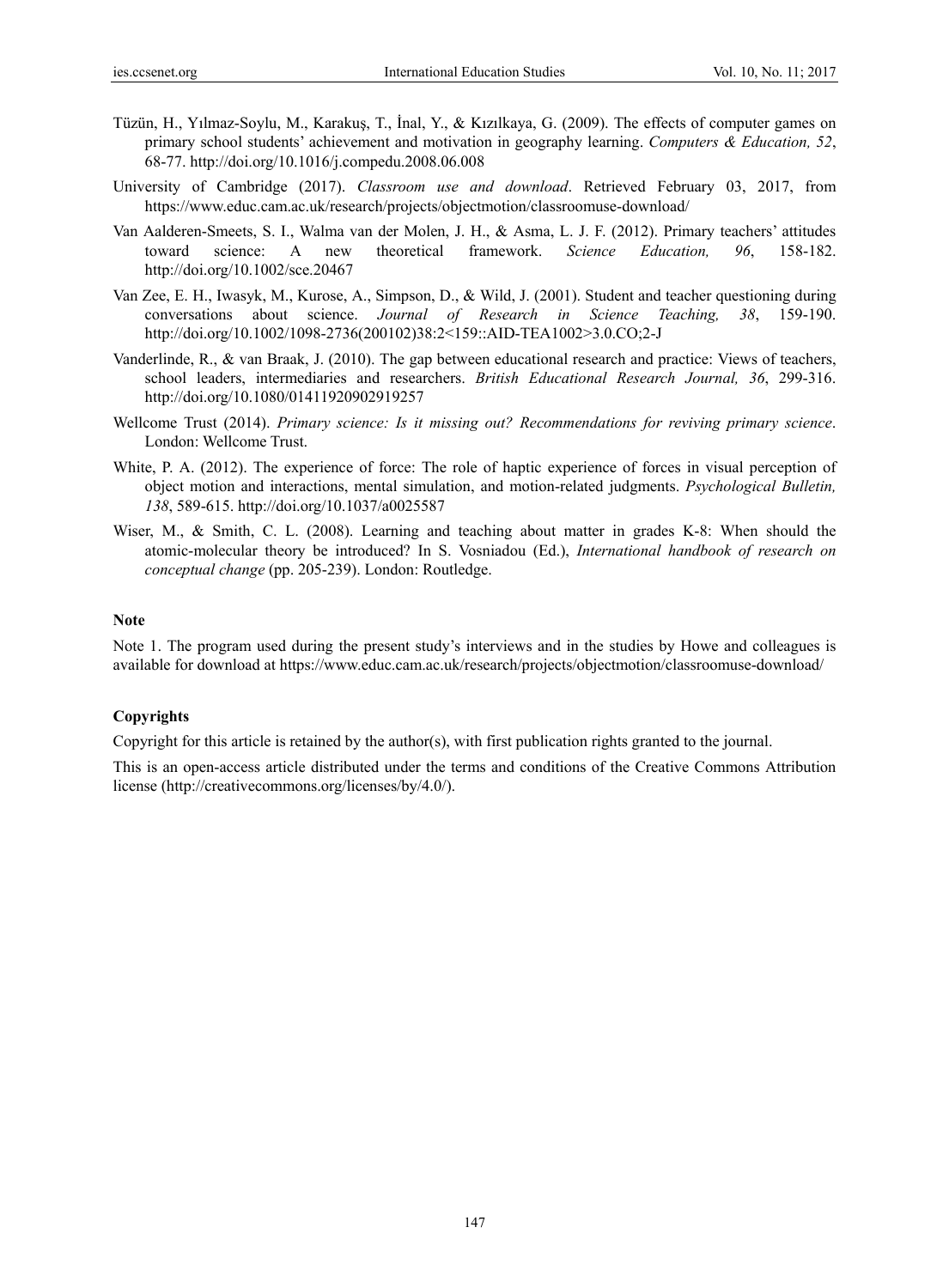Tüzün, H., Yılmaz-Soylu, M., Karakuş, T., İnal, Y., & Kızılkaya, G. (2009). The effects of computer games on primary school students' achievement and motivation in geography learning. *Computers & Education, 52*, 68-77. http://doi.org/10.1016/j.compedu.2008.06.008

University of Cambridge (2017). *Classroom use and download*. Retrieved February 03, 2017, from https://www.educ.cam.ac.uk/research/projects/objectmotion/classroomuse-download/

Van Aalderen-Smeets, S. I., Walma van der Molen, J. H., & Asma, L. J. F. (2012). Primary teachers' attitudes toward science: A new theoretical framework. *Science Education, 96*, 158-182. http://doi.org/10.1002/sce.20467

Van Zee, E. H., Iwasyk, M., Kurose, A., Simpson, D., & Wild, J. (2001). Student and teacher questioning during conversations about science. *Journal of Research in Science Teaching, 38*, 159-190. http://doi.org/10.1002/1098-2736(200102)38:2<159::AID-TEA1002>3.0.CO;2-J

Vanderlinde, R., & van Braak, J. (2010). The gap between educational research and practice: Views of teachers, school leaders, intermediaries and researchers. *British Educational Research Journal, 36*, 299-316. http://doi.org/10.1080/01411920902919257

Wellcome Trust (2014). *Primary science: Is it missing out? Recommendations for reviving primary science*. London: Wellcome Trust.

White, P. A. (2012). The experience of force: The role of haptic experience of forces in visual perception of object motion and interactions, mental simulation, and motion-related judgments. *Psychological Bulletin, 138*, 589-615. http://doi.org/10.1037/a0025587

Wiser, M., & Smith, C. L. (2008). Learning and teaching about matter in grades K-8: When should the atomic-molecular theory be introduced? In S. Vosniadou (Ed.), *International handbook of research on conceptual change* (pp. 205-239). London: Routledge.

## Note

Note 1. The program used during the present study's interviews and in the studies by Howe and colleagues is available for download at https://www.educ.cam.ac.uk/research/projects/objectmotion/classroomuse-download/

## Copyrights

Copyright for this article is retained by the author(s), with first publication rights granted to the journal.

This is an open-access article distributed under the terms and conditions of the Creative Commons Attribution license (http://creativecommons.org/licenses/by/4.0/).